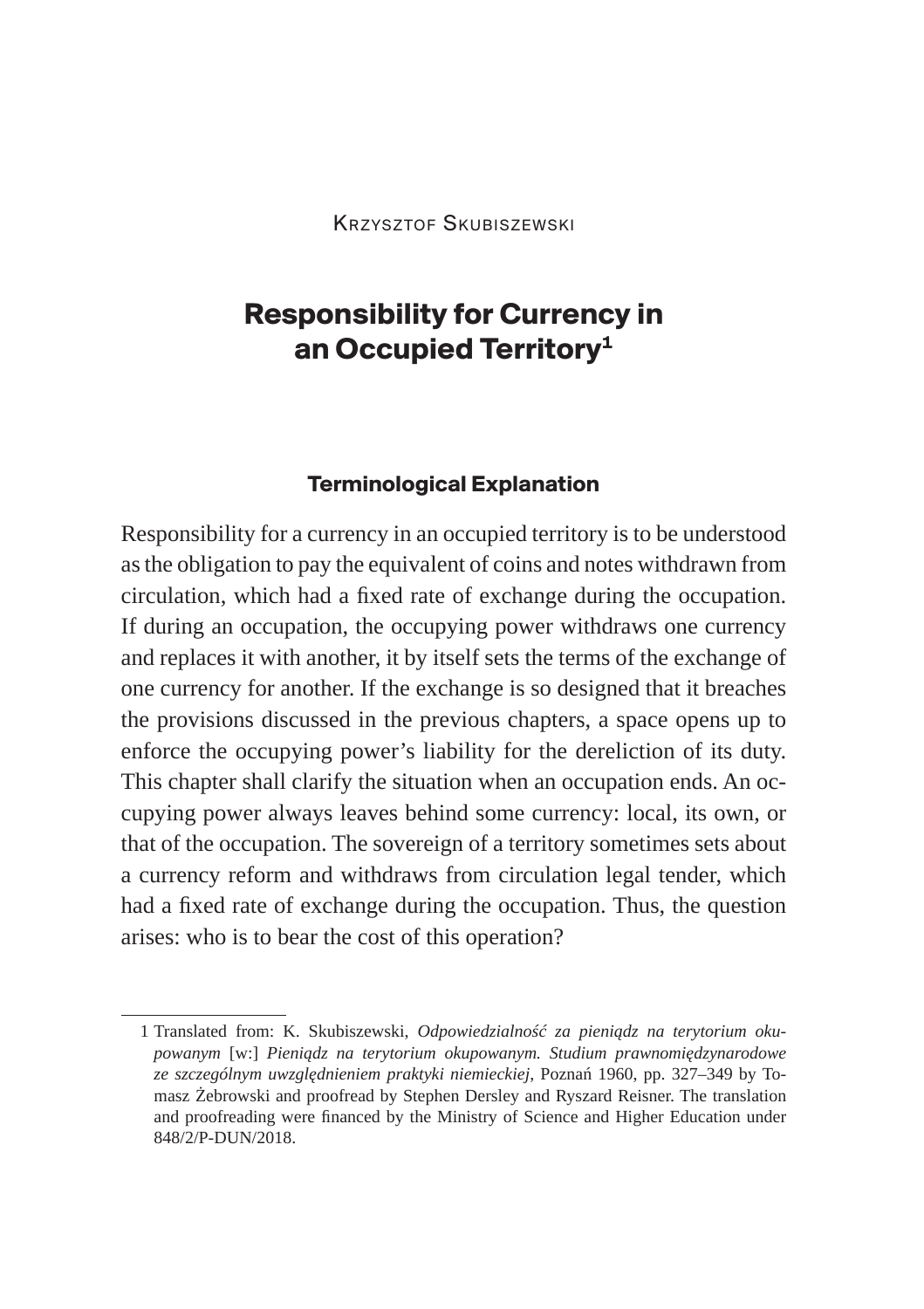Krzysztof Skubiszewski

# Responsibility for Currency in an Occupied Territory[1]

## Terminological Explanation

Responsibility for a currency in an occupied territory is to be understood as the obligation to pay the equivalent of coins and notes withdrawn from circulation, which had a fixed rate of exchange during the occupation. If during an occupation, the occupying power withdraws one currency and replaces it with another, it by itself sets the terms of the exchange of one currency for another. If the exchange is so designed that it breaches the provisions discussed in the previous chapters, a space opens up to enforce the occupying power's liability for the dereliction of its duty. This chapter shall clarify the situation when an occupation ends. An occupying power always leaves behind some currency: local, its own, or that of the occupation. The sovereign of a territory sometimes sets about a currency reform and withdraws from circulation legal tender, which had a fixed rate of exchange during the occupation. Thus, the question arises: who is to bear the cost of this operation?

---

1 Translated from: K. Skubiszewski, *Odpowiedzialność za pieniądz na terytorium okupowanym* [w:] *Pieniądz na terytorium okupowanym. Studium prawnomiędzynarodowe ze szczególnym uwzględnieniem praktyki niemieckiej*, Poznań 1960, pp. 327–349 by Tomasz Żebrowski and proofread by Stephen Dersley and Ryszard Reisner. The translation and proofreading were financed by the Ministry of Science and Higher Education under 848/2/P-DUN/2018.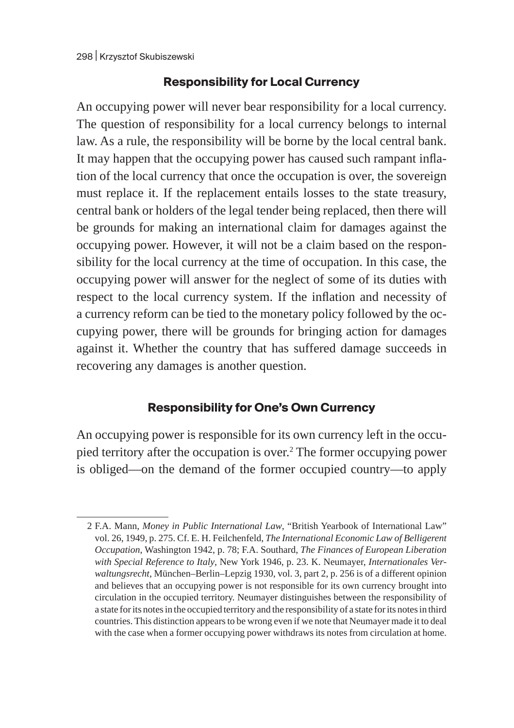## Responsibility for Local Currency

An occupying power will never bear responsibility for a local currency. The question of responsibility for a local currency belongs to internal law. As a rule, the responsibility will be borne by the local central bank. It may happen that the occupying power has caused such rampant inflation of the local currency that once the occupation is over, the sovereign must replace it. If the replacement entails losses to the state treasury, central bank or holders of the legal tender being replaced, then there will be grounds for making an international claim for damages against the occupying power. However, it will not be a claim based on the responsibility for the local currency at the time of occupation. In this case, the occupying power will answer for the neglect of some of its duties with respect to the local currency system. If the inflation and necessity of a currency reform can be tied to the monetary policy followed by the occupying power, there will be grounds for bringing action for damages against it. Whether the country that has suffered damage succeeds in recovering any damages is another question.

## Responsibility for One's Own Currency

An occupying power is responsible for its own currency left in the occupied territory after the occupation is over.[2] The former occupying power is obliged—on the demand of the former occupied country—to apply

---

2 F.A. Mann, *Money in Public International Law*, "British Yearbook of International Law" vol. 26, 1949, p. 275. Cf. E. H. Feilchenfeld, *The International Economic Law of Belligerent Occupation*, Washington 1942, p. 78; F.A. Southard, *The Finances of European Liberation with Special Reference to Italy*, New York 1946, p. 23. K. Neumayer, *Internationales Verwaltungsrecht*, München–Berlin–Lepzig 1930, vol. 3, part 2, p. 256 is of a different opinion and believes that an occupying power is not responsible for its own currency brought into circulation in the occupied territory. Neumayer distinguishes between the responsibility of a state for its notes in the occupied territory and the responsibility of a state for its notes in third countries. This distinction appears to be wrong even if we note that Neumayer made it to deal with the case when a former occupying power withdraws its notes from circulation at home.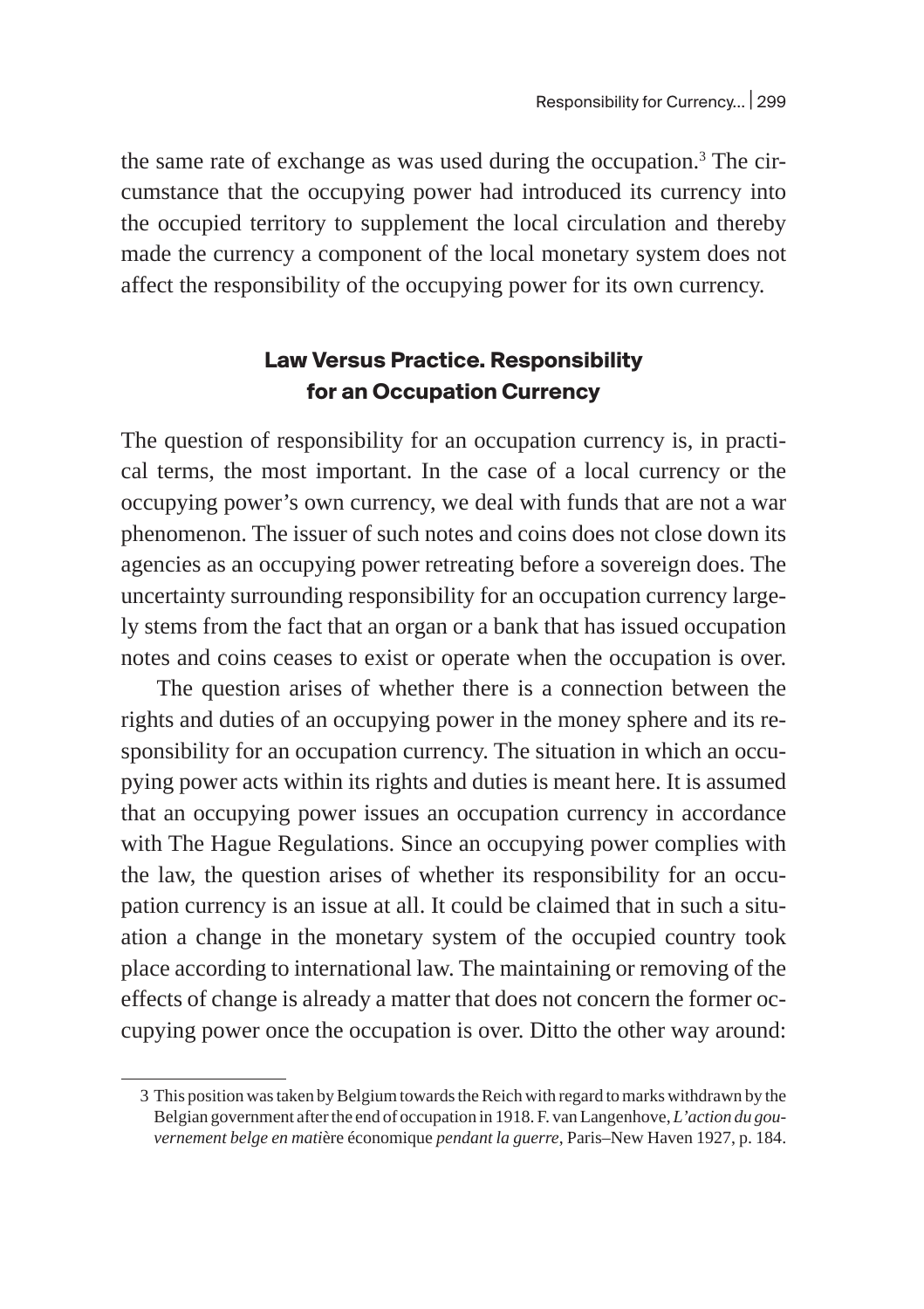the same rate of exchange as was used during the occupation.[3] The circumstance that the occupying power had introduced its currency into the occupied territory to supplement the local circulation and thereby made the currency a component of the local monetary system does not affect the responsibility of the occupying power for its own currency.

## Law Versus Practice. Responsibility for an Occupation Currency

The question of responsibility for an occupation currency is, in practical terms, the most important. In the case of a local currency or the occupying power's own currency, we deal with funds that are not a war phenomenon. The issuer of such notes and coins does not close down its agencies as an occupying power retreating before a sovereign does. The uncertainty surrounding responsibility for an occupation currency largely stems from the fact that an organ or a bank that has issued occupation notes and coins ceases to exist or operate when the occupation is over.

The question arises of whether there is a connection between the rights and duties of an occupying power in the money sphere and its responsibility for an occupation currency. The situation in which an occupying power acts within its rights and duties is meant here. It is assumed that an occupying power issues an occupation currency in accordance with The Hague Regulations. Since an occupying power complies with the law, the question arises of whether its responsibility for an occupation currency is an issue at all. It could be claimed that in such a situation a change in the monetary system of the occupied country took place according to international law. The maintaining or removing of the effects of change is already a matter that does not concern the former occupying power once the occupation is over. Ditto the other way around:

---

3 This position was taken by Belgium towards the Reich with regard to marks withdrawn by the Belgian government after the end of occupation in 1918. F. van Langenhove, *L'action du gouvernement belge en mati*ère économique *pendant la guerre*, Paris–New Haven 1927, p. 184.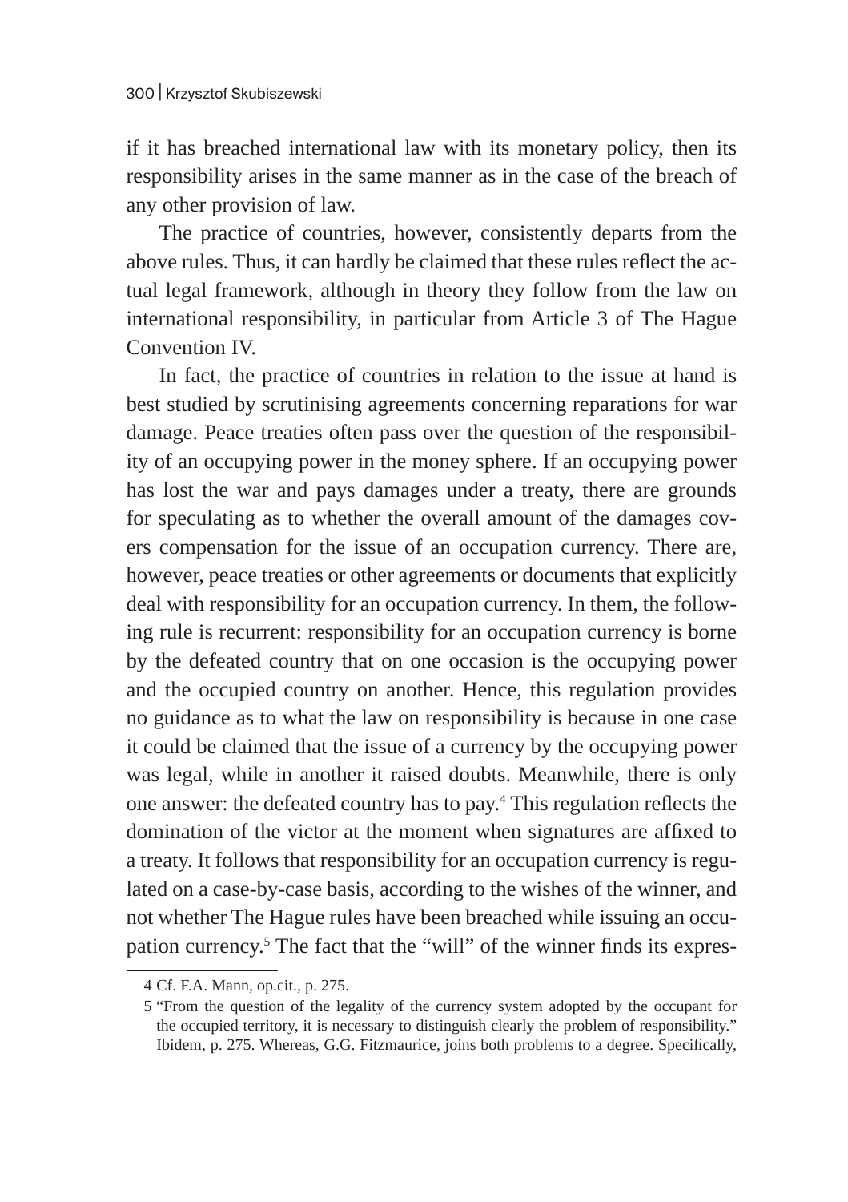if it has breached international law with its monetary policy, then its responsibility arises in the same manner as in the case of the breach of any other provision of law.

The practice of countries, however, consistently departs from the above rules. Thus, it can hardly be claimed that these rules reflect the actual legal framework, although in theory they follow from the law on international responsibility, in particular from Article 3 of The Hague Convention IV.

In fact, the practice of countries in relation to the issue at hand is best studied by scrutinising agreements concerning reparations for war damage. Peace treaties often pass over the question of the responsibility of an occupying power in the money sphere. If an occupying power has lost the war and pays damages under a treaty, there are grounds for speculating as to whether the overall amount of the damages covers compensation for the issue of an occupation currency. There are, however, peace treaties or other agreements or documents that explicitly deal with responsibility for an occupation currency. In them, the following rule is recurrent: responsibility for an occupation currency is borne by the defeated country that on one occasion is the occupying power and the occupied country on another. Hence, this regulation provides no guidance as to what the law on responsibility is because in one case it could be claimed that the issue of a currency by the occupying power was legal, while in another it raised doubts. Meanwhile, there is only one answer: the defeated country has to pay.[4] This regulation reflects the domination of the victor at the moment when signatures are affixed to a treaty. It follows that responsibility for an occupation currency is regulated on a case-by-case basis, according to the wishes of the winner, and not whether The Hague rules have been breached while issuing an occupation currency.[5] The fact that the "will" of the winner finds its expres-

4 Cf. F.A. Mann, op.cit., p. 275.

5 "From the question of the legality of the currency system adopted by the occupant for the occupied territory, it is necessary to distinguish clearly the problem of responsibility." Ibidem, p. 275. Whereas, G.G. Fitzmaurice, joins both problems to a degree. Specifically,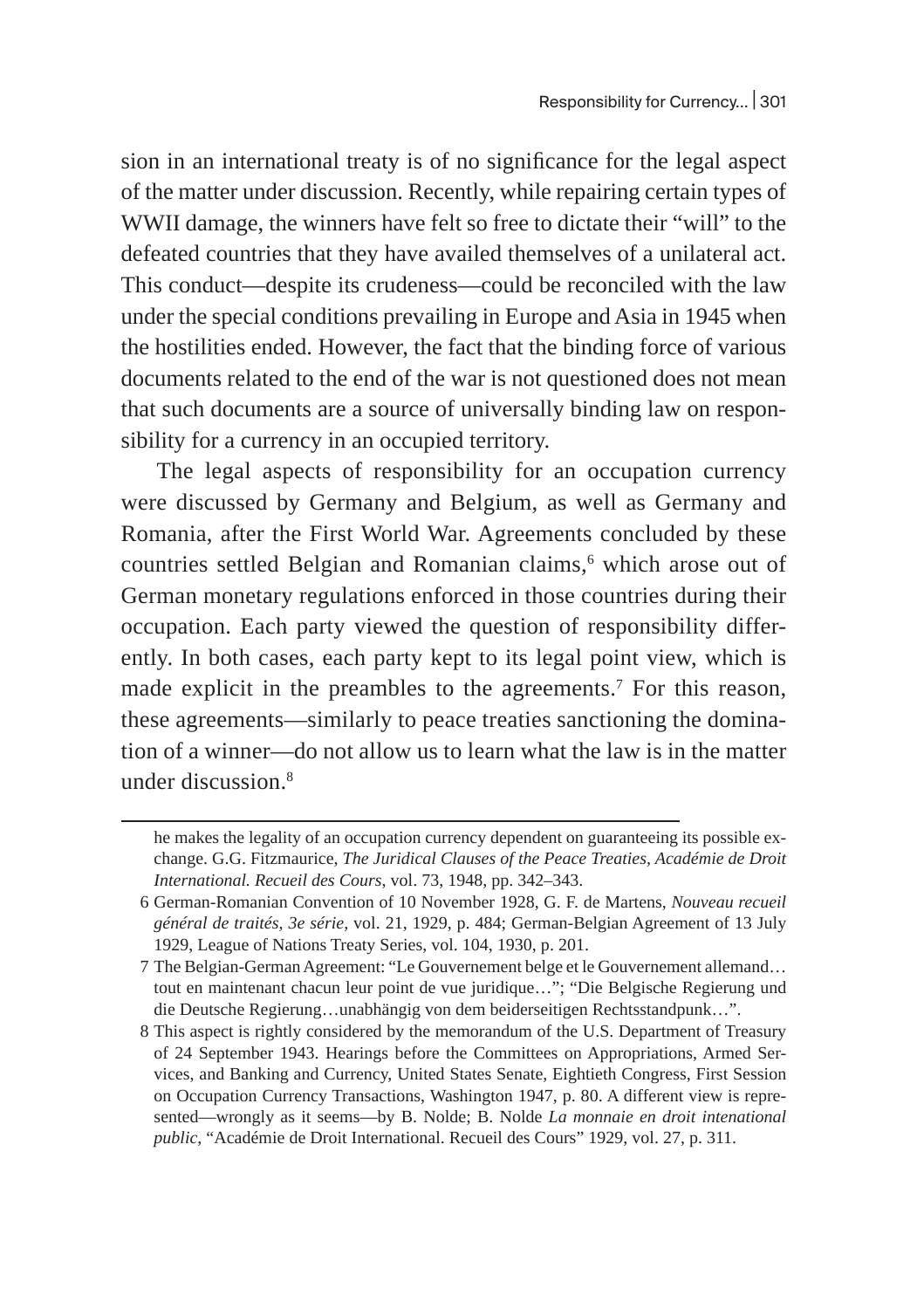sion in an international treaty is of no significance for the legal aspect of the matter under discussion. Recently, while repairing certain types of WWII damage, the winners have felt so free to dictate their "will" to the defeated countries that they have availed themselves of a unilateral act. This conduct—despite its crudeness—could be reconciled with the law under the special conditions prevailing in Europe and Asia in 1945 when the hostilities ended. However, the fact that the binding force of various documents related to the end of the war is not questioned does not mean that such documents are a source of universally binding law on responsibility for a currency in an occupied territory.

The legal aspects of responsibility for an occupation currency were discussed by Germany and Belgium, as well as Germany and Romania, after the First World War. Agreements concluded by these countries settled Belgian and Romanian claims,[6] which arose out of German monetary regulations enforced in those countries during their occupation. Each party viewed the question of responsibility differently. In both cases, each party kept to its legal point view, which is made explicit in the preambles to the agreements.[7] For this reason, these agreements—similarly to peace treaties sanctioning the domination of a winner—do not allow us to learn what the law is in the matter under discussion.[8]

---

he makes the legality of an occupation currency dependent on guaranteeing its possible exchange. G.G. Fitzmaurice, *The Juridical Clauses of the Peace Treaties, Académie de Droit International. Recueil des Cours*, vol. 73, 1948, pp. 342–343.

6 German-Romanian Convention of 10 November 1928, G. F. de Martens, *Nouveau recueil général de traités, 3e série*, vol. 21, 1929, p. 484; German-Belgian Agreement of 13 July 1929, League of Nations Treaty Series, vol. 104, 1930, p. 201.

7 The Belgian-German Agreement: "Le Gouvernement belge et le Gouvernement allemand… tout en maintenant chacun leur point de vue juridique…"; "Die Belgische Regierung und die Deutsche Regierung…unabhängig von dem beiderseitigen Rechtsstandpunk…".

8 This aspect is rightly considered by the memorandum of the U.S. Department of Treasury of 24 September 1943. Hearings before the Committees on Appropriations, Armed Services, and Banking and Currency, United States Senate, Eightieth Congress, First Session on Occupation Currency Transactions, Washington 1947, p. 80. A different view is represented—wrongly as it seems—by B. Nolde; B. Nolde *La monnaie en droit intenational public*, "Académie de Droit International. Recueil des Cours" 1929, vol. 27, p. 311.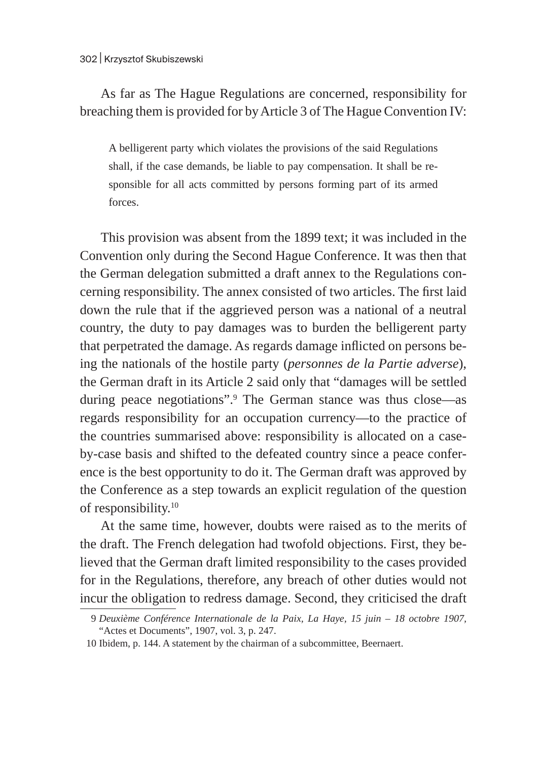As far as The Hague Regulations are concerned, responsibility for breaching them is provided for by Article 3 of The Hague Convention IV:

> A belligerent party which violates the provisions of the said Regulations shall, if the case demands, be liable to pay compensation. It shall be responsible for all acts committed by persons forming part of its armed forces.

This provision was absent from the 1899 text; it was included in the Convention only during the Second Hague Conference. It was then that the German delegation submitted a draft annex to the Regulations concerning responsibility. The annex consisted of two articles. The first laid down the rule that if the aggrieved person was a national of a neutral country, the duty to pay damages was to burden the belligerent party that perpetrated the damage. As regards damage inflicted on persons being the nationals of the hostile party (*personnes de la Partie adverse*), the German draft in its Article 2 said only that "damages will be settled during peace negotiations".[9] The German stance was thus close—as regards responsibility for an occupation currency—to the practice of the countries summarised above: responsibility is allocated on a case-by-case basis and shifted to the defeated country since a peace conference is the best opportunity to do it. The German draft was approved by the Conference as a step towards an explicit regulation of the question of responsibility.[10]

At the same time, however, doubts were raised as to the merits of the draft. The French delegation had twofold objections. First, they believed that the German draft limited responsibility to the cases provided for in the Regulations, therefore, any breach of other duties would not incur the obligation to redress damage. Second, they criticised the draft

---

9 *Deuxième Conférence Internationale de la Paix, La Haye, 15 juin – 18 octobre 1907*, "Actes et Documents", 1907, vol. 3, p. 247.

10 Ibidem, p. 144. A statement by the chairman of a subcommittee, Beernaert.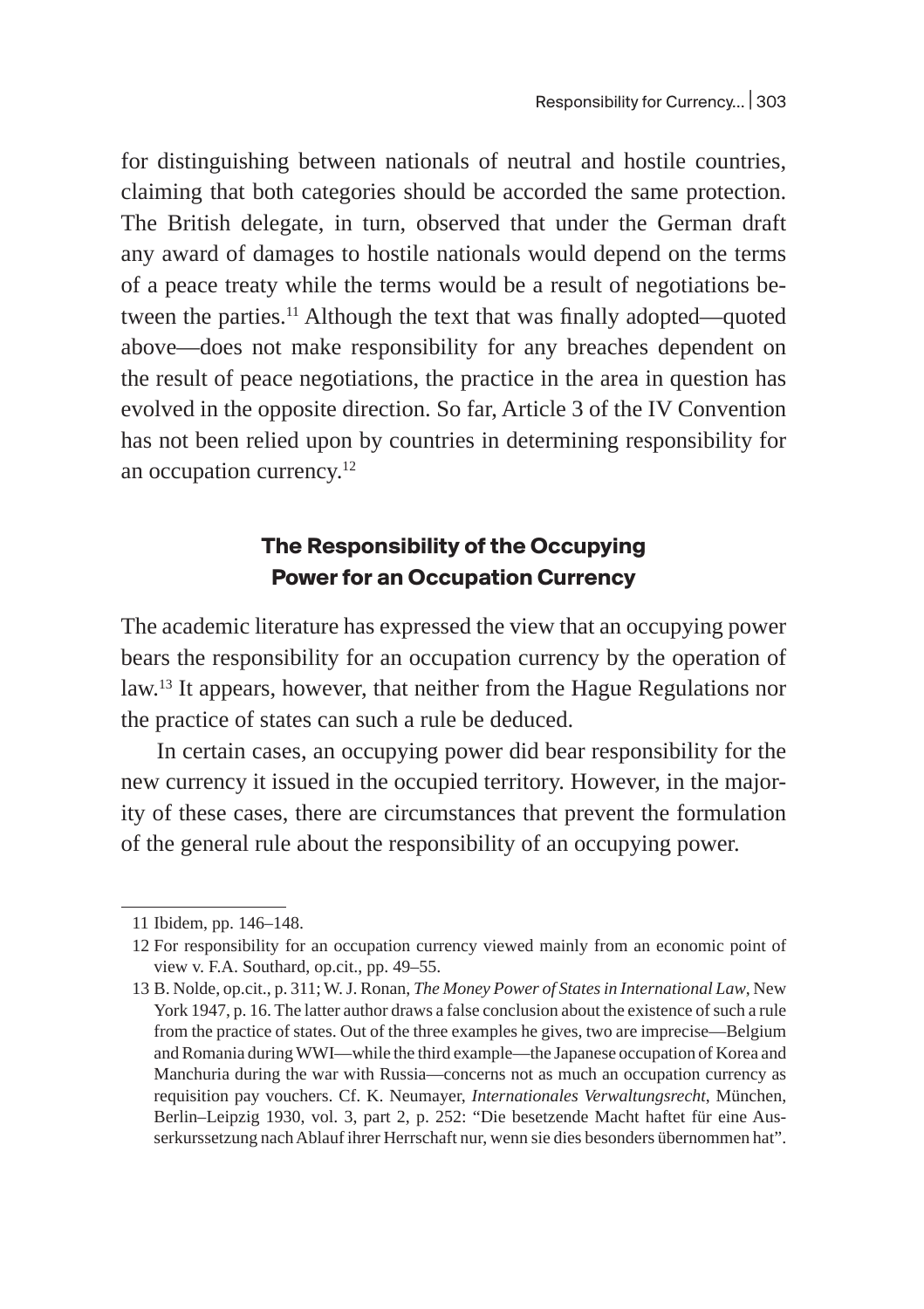for distinguishing between nationals of neutral and hostile countries, claiming that both categories should be accorded the same protection. The British delegate, in turn, observed that under the German draft any award of damages to hostile nationals would depend on the terms of a peace treaty while the terms would be a result of negotiations between the parties.[11] Although the text that was finally adopted—quoted above—does not make responsibility for any breaches dependent on the result of peace negotiations, the practice in the area in question has evolved in the opposite direction. So far, Article 3 of the IV Convention has not been relied upon by countries in determining responsibility for an occupation currency.[12]

## The Responsibility of the Occupying Power for an Occupation Currency

The academic literature has expressed the view that an occupying power bears the responsibility for an occupation currency by the operation of law.[13] It appears, however, that neither from the Hague Regulations nor the practice of states can such a rule be deduced.

In certain cases, an occupying power did bear responsibility for the new currency it issued in the occupied territory. However, in the majority of these cases, there are circumstances that prevent the formulation of the general rule about the responsibility of an occupying power.

---

11 Ibidem, pp. 146–148.

12 For responsibility for an occupation currency viewed mainly from an economic point of view v. F.A. Southard, op.cit., pp. 49–55.

13 B. Nolde, op.cit., p. 311; W. J. Ronan, *The Money Power of States in International Law*, New York 1947, p. 16. The latter author draws a false conclusion about the existence of such a rule from the practice of states. Out of the three examples he gives, two are imprecise—Belgium and Romania during WWI—while the third example—the Japanese occupation of Korea and Manchuria during the war with Russia—concerns not as much an occupation currency as requisition pay vouchers. Cf. K. Neumayer, *Internationales Verwaltungsrecht*, München, Berlin–Leipzig 1930, vol. 3, part 2, p. 252: "Die besetzende Macht haftet für eine Ausserkurssetzung nach Ablauf ihrer Herrschaft nur, wenn sie dies besonders übernommen hat".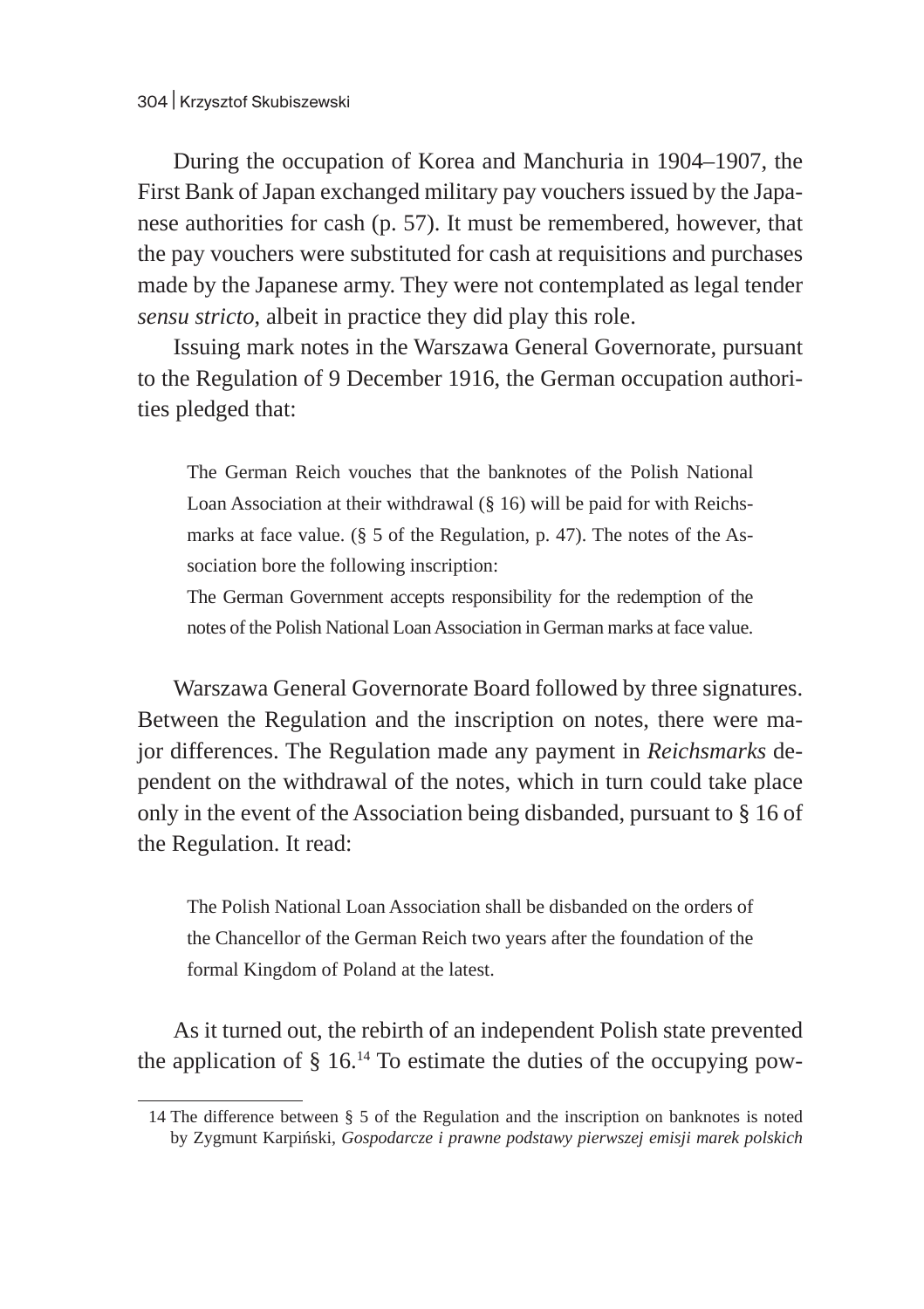During the occupation of Korea and Manchuria in 1904–1907, the First Bank of Japan exchanged military pay vouchers issued by the Japanese authorities for cash (p. 57). It must be remembered, however, that the pay vouchers were substituted for cash at requisitions and purchases made by the Japanese army. They were not contemplated as legal tender *sensu stricto*, albeit in practice they did play this role.

Issuing mark notes in the Warszawa General Governorate, pursuant to the Regulation of 9 December 1916, the German occupation authorities pledged that:

> The German Reich vouches that the banknotes of the Polish National Loan Association at their withdrawal (§ 16) will be paid for with Reichsmarks at face value. (§ 5 of the Regulation, p. 47). The notes of the Association bore the following inscription:
>
> The German Government accepts responsibility for the redemption of the notes of the Polish National Loan Association in German marks at face value.

Warszawa General Governorate Board followed by three signatures. Between the Regulation and the inscription on notes, there were major differences. The Regulation made any payment in *Reichsmarks* dependent on the withdrawal of the notes, which in turn could take place only in the event of the Association being disbanded, pursuant to § 16 of the Regulation. It read:

> The Polish National Loan Association shall be disbanded on the orders of the Chancellor of the German Reich two years after the foundation of the formal Kingdom of Poland at the latest.

As it turned out, the rebirth of an independent Polish state prevented the application of § 16.[14] To estimate the duties of the occupying pow-

14 The difference between § 5 of the Regulation and the inscription on banknotes is noted by Zygmunt Karpiński, *Gospodarcze i prawne podstawy pierwszej emisji marek polskich*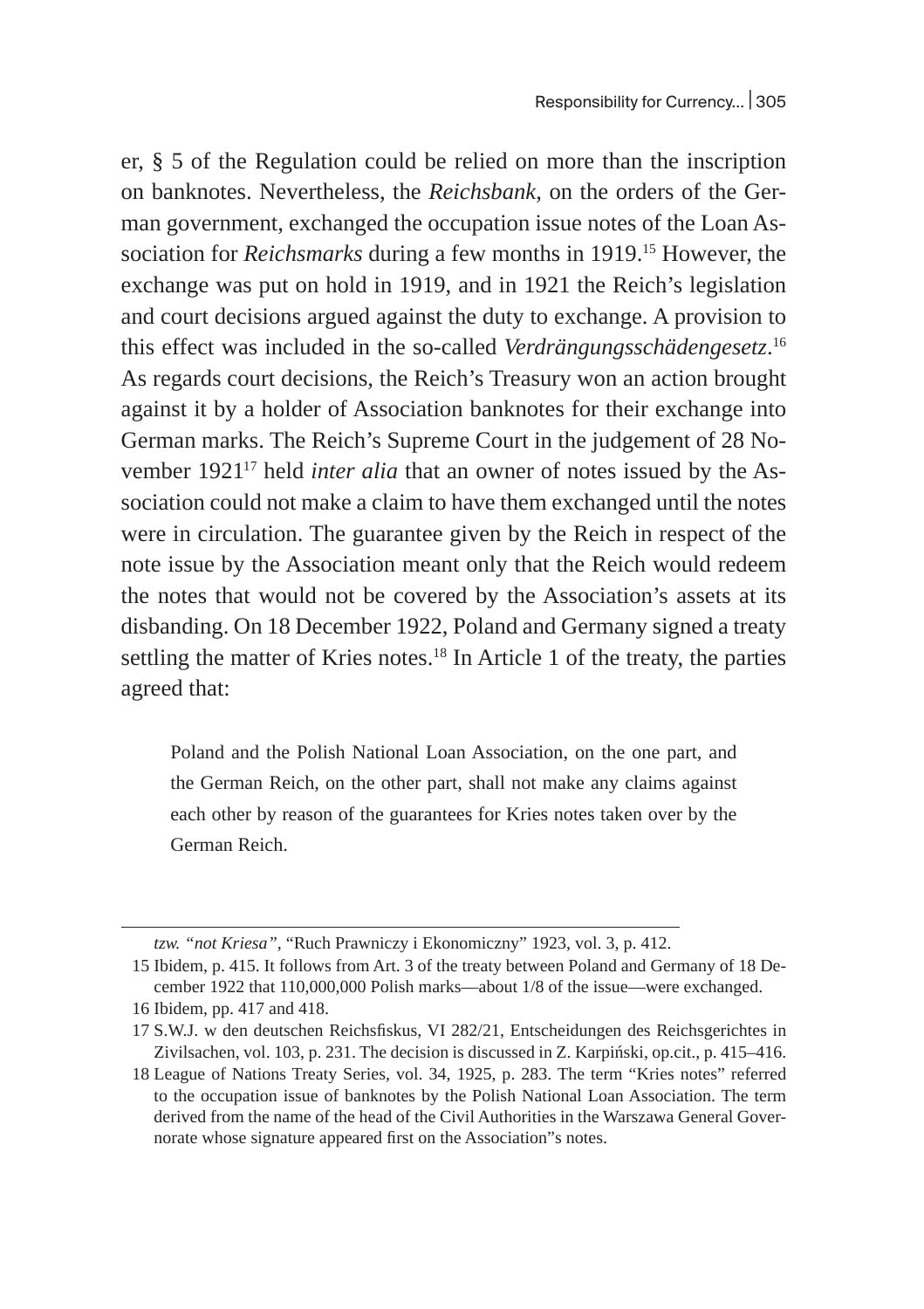er, § 5 of the Regulation could be relied on more than the inscription on banknotes. Nevertheless, the *Reichsbank*, on the orders of the German government, exchanged the occupation issue notes of the Loan Association for *Reichsmarks* during a few months in 1919.[15] However, the exchange was put on hold in 1919, and in 1921 the Reich's legislation and court decisions argued against the duty to exchange. A provision to this effect was included in the so-called *Verdrängungsschädengesetz*.[16] As regards court decisions, the Reich's Treasury won an action brought against it by a holder of Association banknotes for their exchange into German marks. The Reich's Supreme Court in the judgement of 28 November 1921[17] held *inter alia* that an owner of notes issued by the Association could not make a claim to have them exchanged until the notes were in circulation. The guarantee given by the Reich in respect of the note issue by the Association meant only that the Reich would redeem the notes that would not be covered by the Association's assets at its disbanding. On 18 December 1922, Poland and Germany signed a treaty settling the matter of Kries notes.[18] In Article 1 of the treaty, the parties agreed that:

> Poland and the Polish National Loan Association, on the one part, and the German Reich, on the other part, shall not make any claims against each other by reason of the guarantees for Kries notes taken over by the German Reich.

---

*tzw. "not Kriesa"*, "Ruch Prawniczy i Ekonomiczny" 1923, vol. 3, p. 412.

15 Ibidem, p. 415. It follows from Art. 3 of the treaty between Poland and Germany of 18 December 1922 that 110,000,000 Polish marks—about 1/8 of the issue—were exchanged.

16 Ibidem, pp. 417 and 418.

17 S.W.J. w den deutschen Reichsfiskus, VI 282/21, Entscheidungen des Reichsgerichtes in Zivilsachen, vol. 103, p. 231. The decision is discussed in Z. Karpiński, op.cit., p. 415–416.

18 League of Nations Treaty Series, vol. 34, 1925, p. 283. The term "Kries notes" referred to the occupation issue of banknotes by the Polish National Loan Association. The term derived from the name of the head of the Civil Authorities in the Warszawa General Governorate whose signature appeared first on the Association"s notes.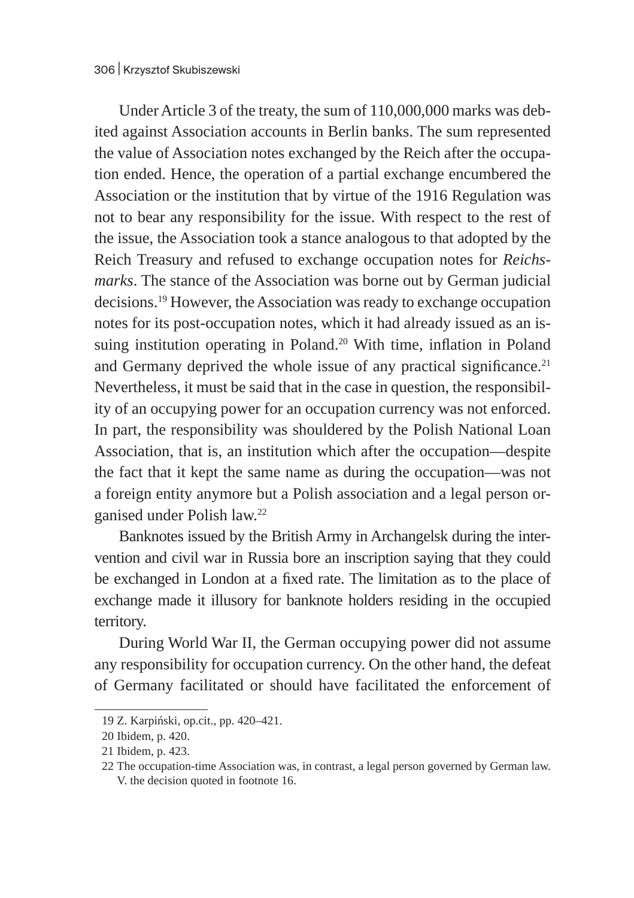Under Article 3 of the treaty, the sum of 110,000,000 marks was debited against Association accounts in Berlin banks. The sum represented the value of Association notes exchanged by the Reich after the occupation ended. Hence, the operation of a partial exchange encumbered the Association or the institution that by virtue of the 1916 Regulation was not to bear any responsibility for the issue. With respect to the rest of the issue, the Association took a stance analogous to that adopted by the Reich Treasury and refused to exchange occupation notes for *Reichsmarks*. The stance of the Association was borne out by German judicial decisions.[19] However, the Association was ready to exchange occupation notes for its post-occupation notes, which it had already issued as an issuing institution operating in Poland.[20] With time, inflation in Poland and Germany deprived the whole issue of any practical significance.[21] Nevertheless, it must be said that in the case in question, the responsibility of an occupying power for an occupation currency was not enforced. In part, the responsibility was shouldered by the Polish National Loan Association, that is, an institution which after the occupation—despite the fact that it kept the same name as during the occupation—was not a foreign entity anymore but a Polish association and a legal person organised under Polish law.[22]

Banknotes issued by the British Army in Archangelsk during the intervention and civil war in Russia bore an inscription saying that they could be exchanged in London at a fixed rate. The limitation as to the place of exchange made it illusory for banknote holders residing in the occupied territory.

During World War II, the German occupying power did not assume any responsibility for occupation currency. On the other hand, the defeat of Germany facilitated or should have facilitated the enforcement of

19 Z. Karpiński, op.cit., pp. 420–421.

20 Ibidem, p. 420.

21 Ibidem, p. 423.

22 The occupation-time Association was, in contrast, a legal person governed by German law. V. the decision quoted in footnote 16.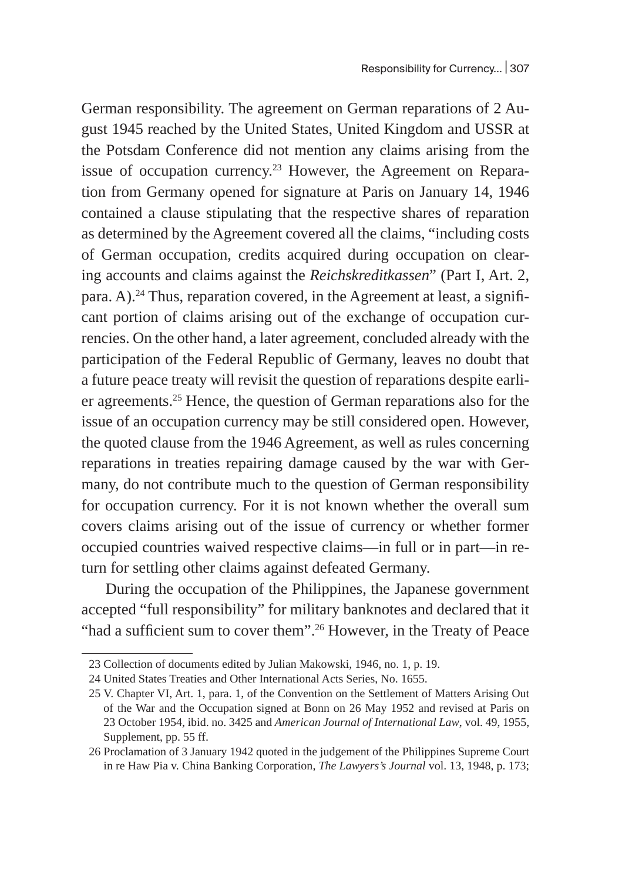German responsibility. The agreement on German reparations of 2 August 1945 reached by the United States, United Kingdom and USSR at the Potsdam Conference did not mention any claims arising from the issue of occupation currency.[23] However, the Agreement on Reparation from Germany opened for signature at Paris on January 14, 1946 contained a clause stipulating that the respective shares of reparation as determined by the Agreement covered all the claims, "including costs of German occupation, credits acquired during occupation on clearing accounts and claims against the *Reichskreditkassen*" (Part I, Art. 2, para. A).[24] Thus, reparation covered, in the Agreement at least, a significant portion of claims arising out of the exchange of occupation currencies. On the other hand, a later agreement, concluded already with the participation of the Federal Republic of Germany, leaves no doubt that a future peace treaty will revisit the question of reparations despite earlier agreements.[25] Hence, the question of German reparations also for the issue of an occupation currency may be still considered open. However, the quoted clause from the 1946 Agreement, as well as rules concerning reparations in treaties repairing damage caused by the war with Germany, do not contribute much to the question of German responsibility for occupation currency. For it is not known whether the overall sum covers claims arising out of the issue of currency or whether former occupied countries waived respective claims—in full or in part—in return for settling other claims against defeated Germany.

During the occupation of the Philippines, the Japanese government accepted "full responsibility" for military banknotes and declared that it "had a sufficient sum to cover them".[26] However, in the Treaty of Peace

---

23 Collection of documents edited by Julian Makowski, 1946, no. 1, p. 19.

24 United States Treaties and Other International Acts Series, No. 1655.

25 V. Chapter VI, Art. 1, para. 1, of the Convention on the Settlement of Matters Arising Out of the War and the Occupation signed at Bonn on 26 May 1952 and revised at Paris on 23 October 1954, ibid. no. 3425 and *American Journal of International Law*, vol. 49, 1955, Supplement, pp. 55 ff.

26 Proclamation of 3 January 1942 quoted in the judgement of the Philippines Supreme Court in re Haw Pia v. China Banking Corporation, *The Lawyers's Journal* vol. 13, 1948, p. 173;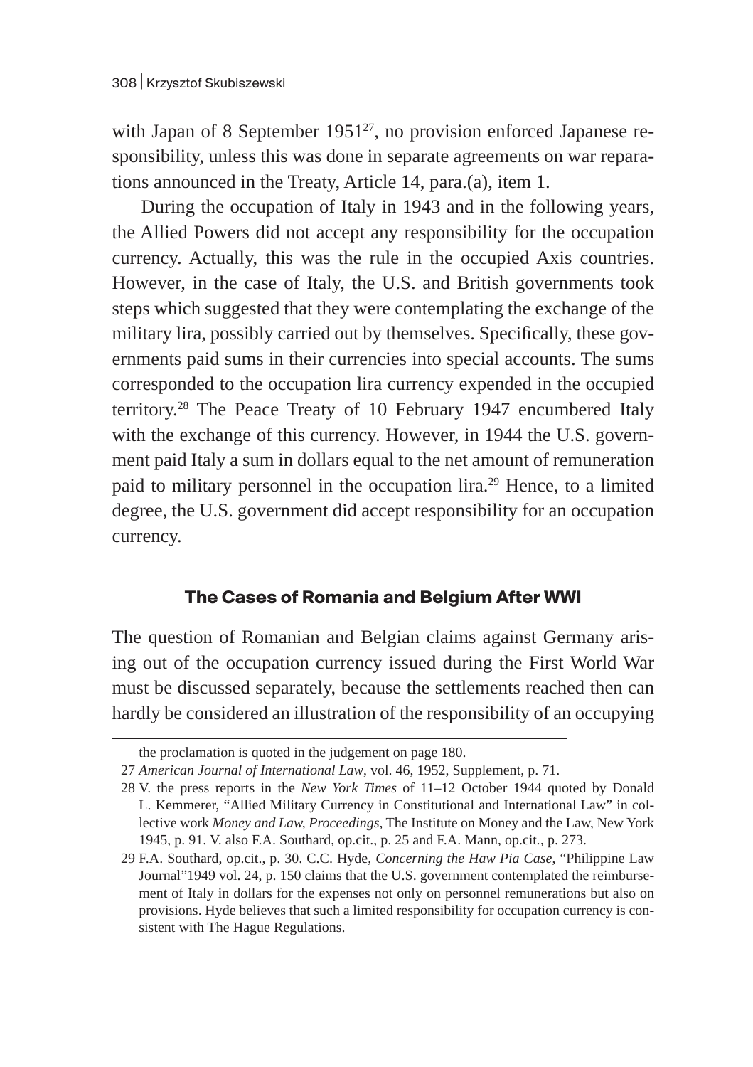with Japan of 8 September 1951[27], no provision enforced Japanese responsibility, unless this was done in separate agreements on war reparations announced in the Treaty, Article 14, para.(a), item 1.

During the occupation of Italy in 1943 and in the following years, the Allied Powers did not accept any responsibility for the occupation currency. Actually, this was the rule in the occupied Axis countries. However, in the case of Italy, the U.S. and British governments took steps which suggested that they were contemplating the exchange of the military lira, possibly carried out by themselves. Specifically, these governments paid sums in their currencies into special accounts. The sums corresponded to the occupation lira currency expended in the occupied territory.[28] The Peace Treaty of 10 February 1947 encumbered Italy with the exchange of this currency. However, in 1944 the U.S. government paid Italy a sum in dollars equal to the net amount of remuneration paid to military personnel in the occupation lira.[29] Hence, to a limited degree, the U.S. government did accept responsibility for an occupation currency.

## The Cases of Romania and Belgium After WWI

The question of Romanian and Belgian claims against Germany arising out of the occupation currency issued during the First World War must be discussed separately, because the settlements reached then can hardly be considered an illustration of the responsibility of an occupying

---

the proclamation is quoted in the judgement on page 180.

27 *American Journal of International Law*, vol. 46, 1952, Supplement, p. 71.

28 V. the press reports in the *New York Times* of 11–12 October 1944 quoted by Donald L. Kemmerer, "Allied Military Currency in Constitutional and International Law" in collective work *Money and Law, Proceedings*, The Institute on Money and the Law, New York 1945, p. 91. V. also F.A. Southard, op.cit., p. 25 and F.A. Mann, op.cit., p. 273.

29 F.A. Southard, op.cit., p. 30. C.C. Hyde, *Concerning the Haw Pia Case*, "Philippine Law Journal"1949 vol. 24, p. 150 claims that the U.S. government contemplated the reimbursement of Italy in dollars for the expenses not only on personnel remunerations but also on provisions. Hyde believes that such a limited responsibility for occupation currency is consistent with The Hague Regulations.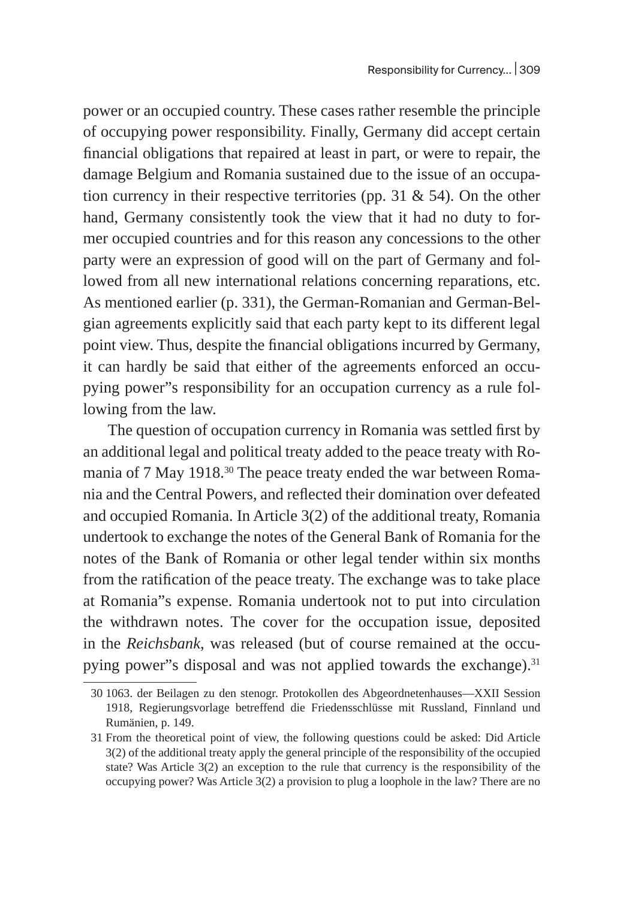power or an occupied country. These cases rather resemble the principle of occupying power responsibility. Finally, Germany did accept certain financial obligations that repaired at least in part, or were to repair, the damage Belgium and Romania sustained due to the issue of an occupation currency in their respective territories (pp. 31 & 54). On the other hand, Germany consistently took the view that it had no duty to former occupied countries and for this reason any concessions to the other party were an expression of good will on the part of Germany and followed from all new international relations concerning reparations, etc. As mentioned earlier (p. 331), the German-Romanian and German-Belgian agreements explicitly said that each party kept to its different legal point view. Thus, despite the financial obligations incurred by Germany, it can hardly be said that either of the agreements enforced an occupying power"s responsibility for an occupation currency as a rule following from the law.

The question of occupation currency in Romania was settled first by an additional legal and political treaty added to the peace treaty with Romania of 7 May 1918.[30] The peace treaty ended the war between Romania and the Central Powers, and reflected their domination over defeated and occupied Romania. In Article 3(2) of the additional treaty, Romania undertook to exchange the notes of the General Bank of Romania for the notes of the Bank of Romania or other legal tender within six months from the ratification of the peace treaty. The exchange was to take place at Romania"s expense. Romania undertook not to put into circulation the withdrawn notes. The cover for the occupation issue, deposited in the *Reichsbank*, was released (but of course remained at the occupying power"s disposal and was not applied towards the exchange).[31]

30 1063. der Beilagen zu den stenogr. Protokollen des Abgeordnetenhauses—XXII Session 1918, Regierungsvorlage betreffend die Friedensschlüsse mit Russland, Finnland und Rumänien, p. 149.

31 From the theoretical point of view, the following questions could be asked: Did Article 3(2) of the additional treaty apply the general principle of the responsibility of the occupied state? Was Article 3(2) an exception to the rule that currency is the responsibility of the occupying power? Was Article 3(2) a provision to plug a loophole in the law? There are no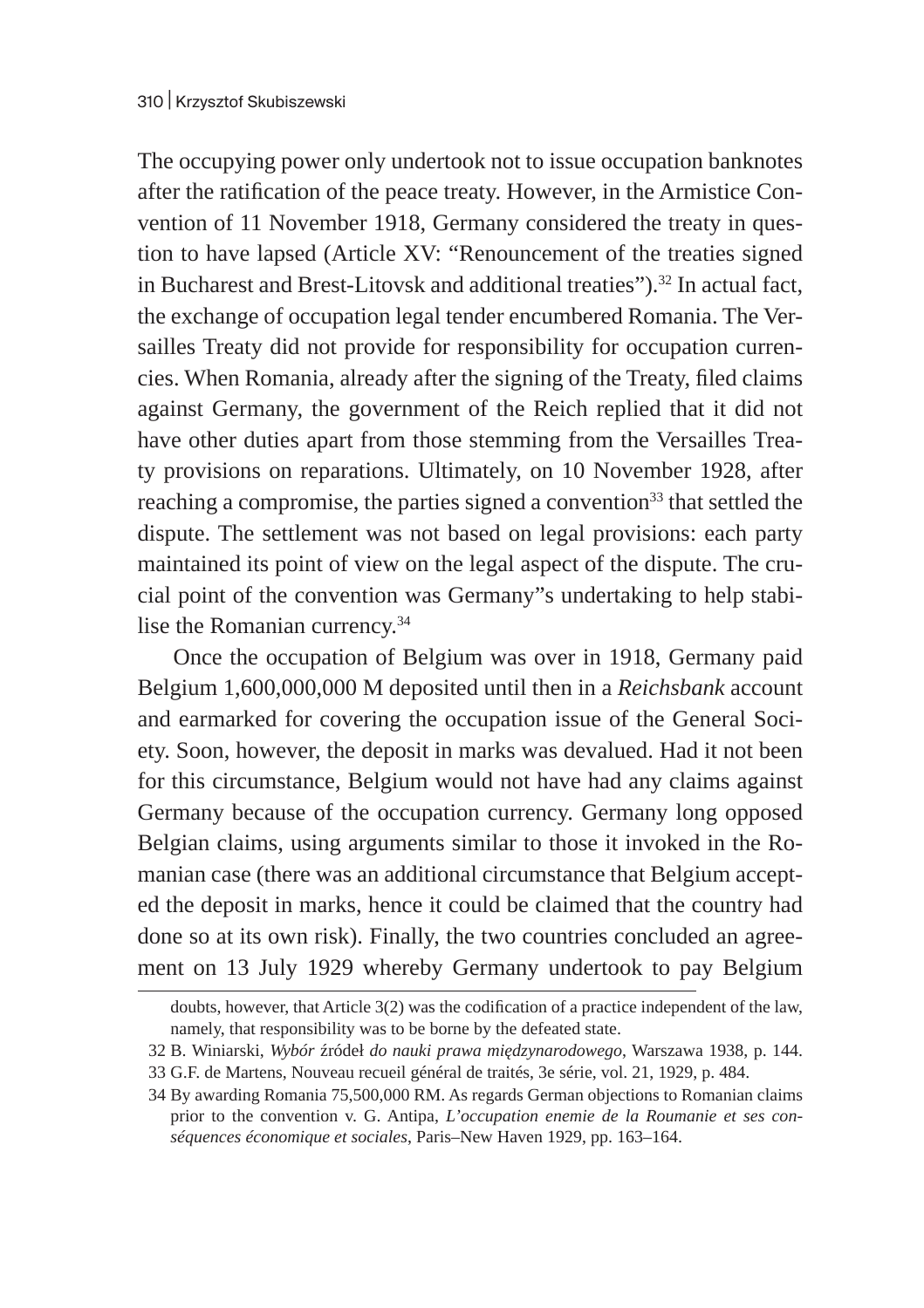The occupying power only undertook not to issue occupation banknotes after the ratification of the peace treaty. However, in the Armistice Convention of 11 November 1918, Germany considered the treaty in question to have lapsed (Article XV: "Renouncement of the treaties signed in Bucharest and Brest-Litovsk and additional treaties").[32] In actual fact, the exchange of occupation legal tender encumbered Romania. The Versailles Treaty did not provide for responsibility for occupation currencies. When Romania, already after the signing of the Treaty, filed claims against Germany, the government of the Reich replied that it did not have other duties apart from those stemming from the Versailles Treaty provisions on reparations. Ultimately, on 10 November 1928, after reaching a compromise, the parties signed a convention[33] that settled the dispute. The settlement was not based on legal provisions: each party maintained its point of view on the legal aspect of the dispute. The crucial point of the convention was Germany"s undertaking to help stabilise the Romanian currency.[34]

Once the occupation of Belgium was over in 1918, Germany paid Belgium 1,600,000,000 M deposited until then in a *Reichsbank* account and earmarked for covering the occupation issue of the General Society. Soon, however, the deposit in marks was devalued. Had it not been for this circumstance, Belgium would not have had any claims against Germany because of the occupation currency. Germany long opposed Belgian claims, using arguments similar to those it invoked in the Romanian case (there was an additional circumstance that Belgium accepted the deposit in marks, hence it could be claimed that the country had done so at its own risk). Finally, the two countries concluded an agreement on 13 July 1929 whereby Germany undertook to pay Belgium

doubts, however, that Article 3(2) was the codification of a practice independent of the law, namely, that responsibility was to be borne by the defeated state.

32 B. Winiarski, *Wybór* źródeł *do nauki prawa międzynarodowego*, Warszawa 1938, p. 144.

33 G.F. de Martens, Nouveau recueil général de traités, 3e série, vol. 21, 1929, p. 484.

34 By awarding Romania 75,500,000 RM. As regards German objections to Romanian claims prior to the convention v. G. Antipa, *L'occupation enemie de la Roumanie et ses conséquences économique et sociales*, Paris–New Haven 1929, pp. 163–164.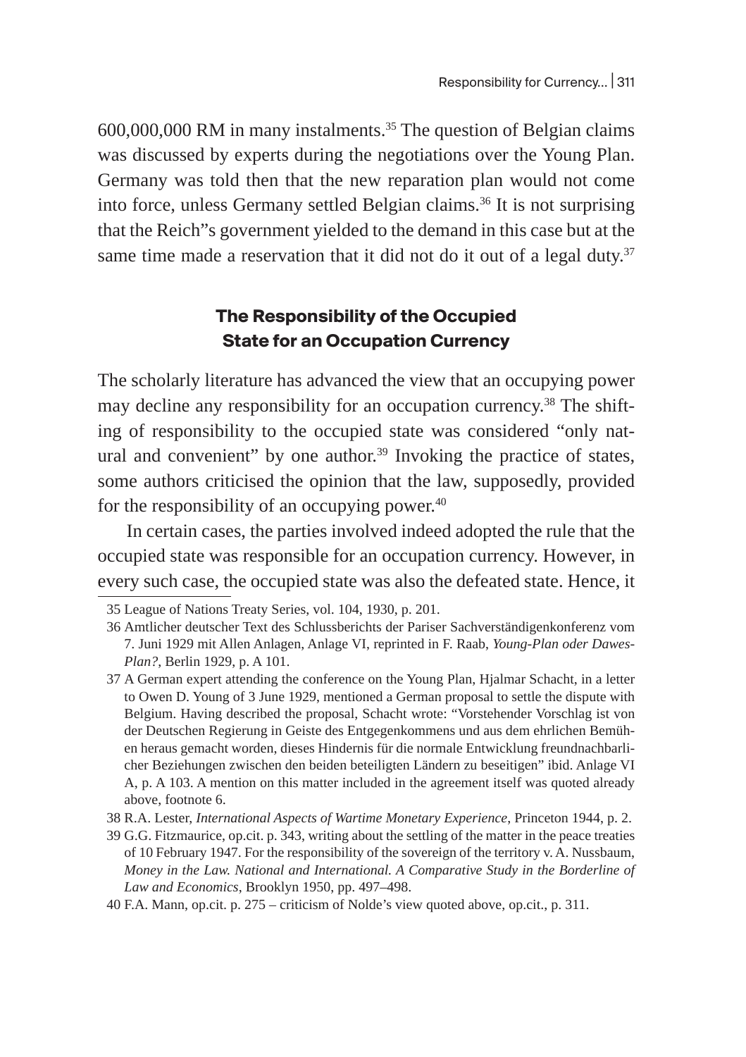600,000,000 RM in many instalments.[35] The question of Belgian claims was discussed by experts during the negotiations over the Young Plan. Germany was told then that the new reparation plan would not come into force, unless Germany settled Belgian claims.[36] It is not surprising that the Reich"s government yielded to the demand in this case but at the same time made a reservation that it did not do it out of a legal duty.[37]

## The Responsibility of the Occupied State for an Occupation Currency

The scholarly literature has advanced the view that an occupying power may decline any responsibility for an occupation currency.[38] The shifting of responsibility to the occupied state was considered "only natural and convenient" by one author.[39] Invoking the practice of states, some authors criticised the opinion that the law, supposedly, provided for the responsibility of an occupying power.[40]

In certain cases, the parties involved indeed adopted the rule that the occupied state was responsible for an occupation currency. However, in every such case, the occupied state was also the defeated state. Hence, it

---

35 League of Nations Treaty Series, vol. 104, 1930, p. 201.

36 Amtlicher deutscher Text des Schlussberichts der Pariser Sachverständigenkonferenz vom 7. Juni 1929 mit Allen Anlagen, Anlage VI, reprinted in F. Raab, *Young-Plan oder Dawes-Plan?*, Berlin 1929, p. A 101.

37 A German expert attending the conference on the Young Plan, Hjalmar Schacht, in a letter to Owen D. Young of 3 June 1929, mentioned a German proposal to settle the dispute with Belgium. Having described the proposal, Schacht wrote: "Vorstehender Vorschlag ist von der Deutschen Regierung in Geiste des Entgegenkommens und aus dem ehrlichen Bemühen heraus gemacht worden, dieses Hindernis für die normale Entwicklung freundnachbarlicher Beziehungen zwischen den beiden beteiligten Ländern zu beseitigen" ibid. Anlage VI A, p. A 103. A mention on this matter included in the agreement itself was quoted already above, footnote 6.

38 R.A. Lester, *International Aspects of Wartime Monetary Experience*, Princeton 1944, p. 2.

39 G.G. Fitzmaurice, op.cit. p. 343, writing about the settling of the matter in the peace treaties of 10 February 1947. For the responsibility of the sovereign of the territory v. A. Nussbaum, *Money in the Law. National and International. A Comparative Study in the Borderline of Law and Economics*, Brooklyn 1950, pp. 497–498.

40 F.A. Mann, op.cit. p. 275 – criticism of Nolde's view quoted above, op.cit., p. 311.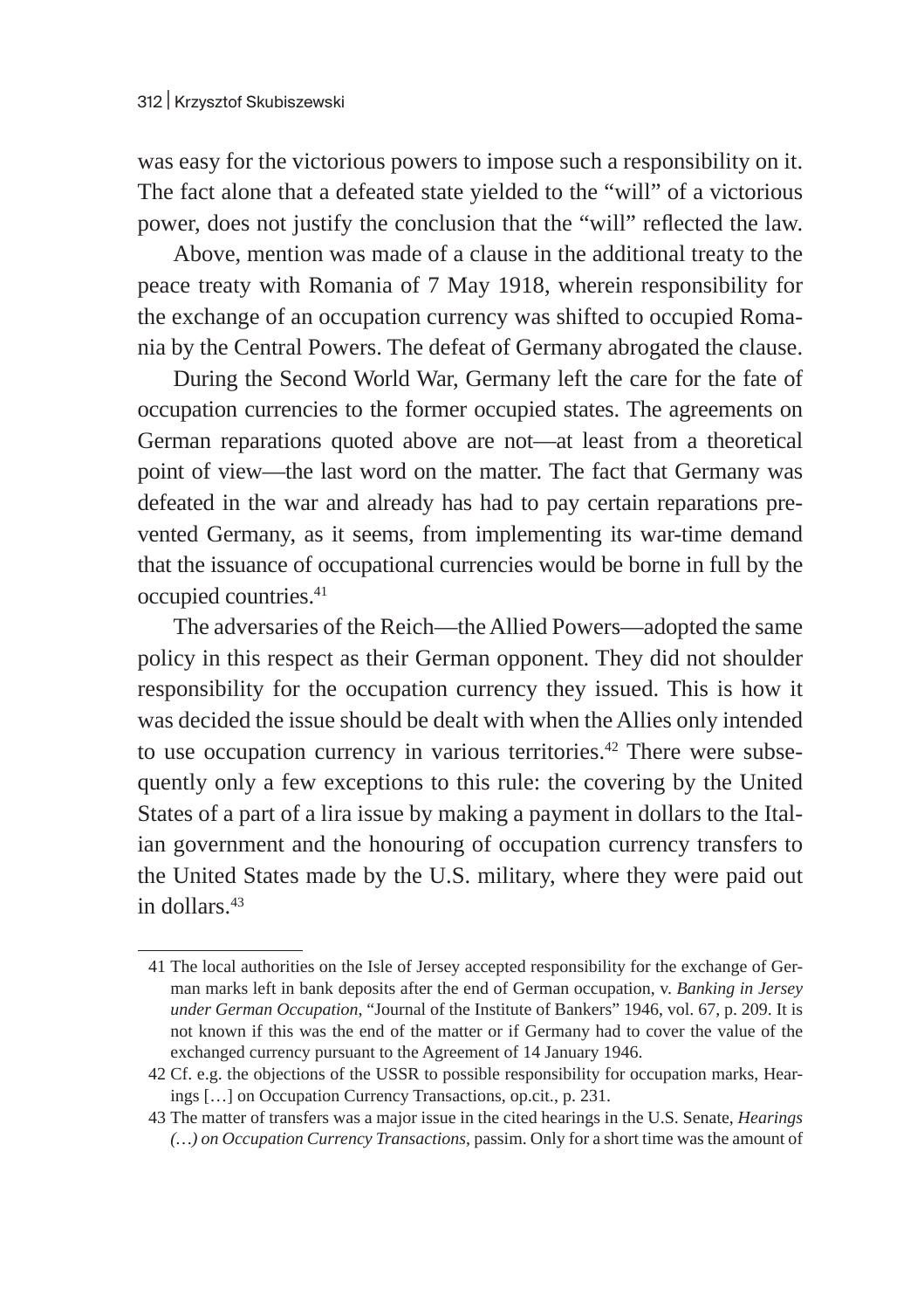was easy for the victorious powers to impose such a responsibility on it. The fact alone that a defeated state yielded to the "will" of a victorious power, does not justify the conclusion that the "will" reflected the law.

Above, mention was made of a clause in the additional treaty to the peace treaty with Romania of 7 May 1918, wherein responsibility for the exchange of an occupation currency was shifted to occupied Romania by the Central Powers. The defeat of Germany abrogated the clause.

During the Second World War, Germany left the care for the fate of occupation currencies to the former occupied states. The agreements on German reparations quoted above are not—at least from a theoretical point of view—the last word on the matter. The fact that Germany was defeated in the war and already has had to pay certain reparations prevented Germany, as it seems, from implementing its war-time demand that the issuance of occupational currencies would be borne in full by the occupied countries.[41]

The adversaries of the Reich—the Allied Powers—adopted the same policy in this respect as their German opponent. They did not shoulder responsibility for the occupation currency they issued. This is how it was decided the issue should be dealt with when the Allies only intended to use occupation currency in various territories.[42] There were subsequently only a few exceptions to this rule: the covering by the United States of a part of a lira issue by making a payment in dollars to the Italian government and the honouring of occupation currency transfers to the United States made by the U.S. military, where they were paid out in dollars.[43]

---

41 The local authorities on the Isle of Jersey accepted responsibility for the exchange of German marks left in bank deposits after the end of German occupation, v. *Banking in Jersey under German Occupation*, "Journal of the Institute of Bankers" 1946, vol. 67, p. 209. It is not known if this was the end of the matter or if Germany had to cover the value of the exchanged currency pursuant to the Agreement of 14 January 1946.

42 Cf. e.g. the objections of the USSR to possible responsibility for occupation marks, Hearings […] on Occupation Currency Transactions, op.cit., p. 231.

43 The matter of transfers was a major issue in the cited hearings in the U.S. Senate, *Hearings (…) on Occupation Currency Transactions*, passim. Only for a short time was the amount of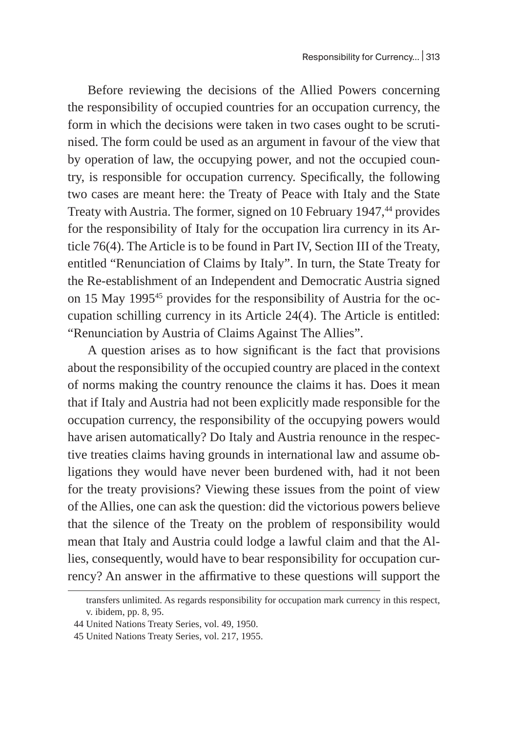Before reviewing the decisions of the Allied Powers concerning the responsibility of occupied countries for an occupation currency, the form in which the decisions were taken in two cases ought to be scrutinised. The form could be used as an argument in favour of the view that by operation of law, the occupying power, and not the occupied country, is responsible for occupation currency. Specifically, the following two cases are meant here: the Treaty of Peace with Italy and the State Treaty with Austria. The former, signed on 10 February 1947,[44] provides for the responsibility of Italy for the occupation lira currency in its Article 76(4). The Article is to be found in Part IV, Section III of the Treaty, entitled "Renunciation of Claims by Italy". In turn, the State Treaty for the Re-establishment of an Independent and Democratic Austria signed on 15 May 1995[45] provides for the responsibility of Austria for the occupation schilling currency in its Article 24(4). The Article is entitled: "Renunciation by Austria of Claims Against The Allies".

A question arises as to how significant is the fact that provisions about the responsibility of the occupied country are placed in the context of norms making the country renounce the claims it has. Does it mean that if Italy and Austria had not been explicitly made responsible for the occupation currency, the responsibility of the occupying powers would have arisen automatically? Do Italy and Austria renounce in the respective treaties claims having grounds in international law and assume obligations they would have never been burdened with, had it not been for the treaty provisions? Viewing these issues from the point of view of the Allies, one can ask the question: did the victorious powers believe that the silence of the Treaty on the problem of responsibility would mean that Italy and Austria could lodge a lawful claim and that the Allies, consequently, would have to bear responsibility for occupation currency? An answer in the affirmative to these questions will support the

transfers unlimited. As regards responsibility for occupation mark currency in this respect, v. ibidem, pp. 8, 95.

44 United Nations Treaty Series, vol. 49, 1950.

45 United Nations Treaty Series, vol. 217, 1955.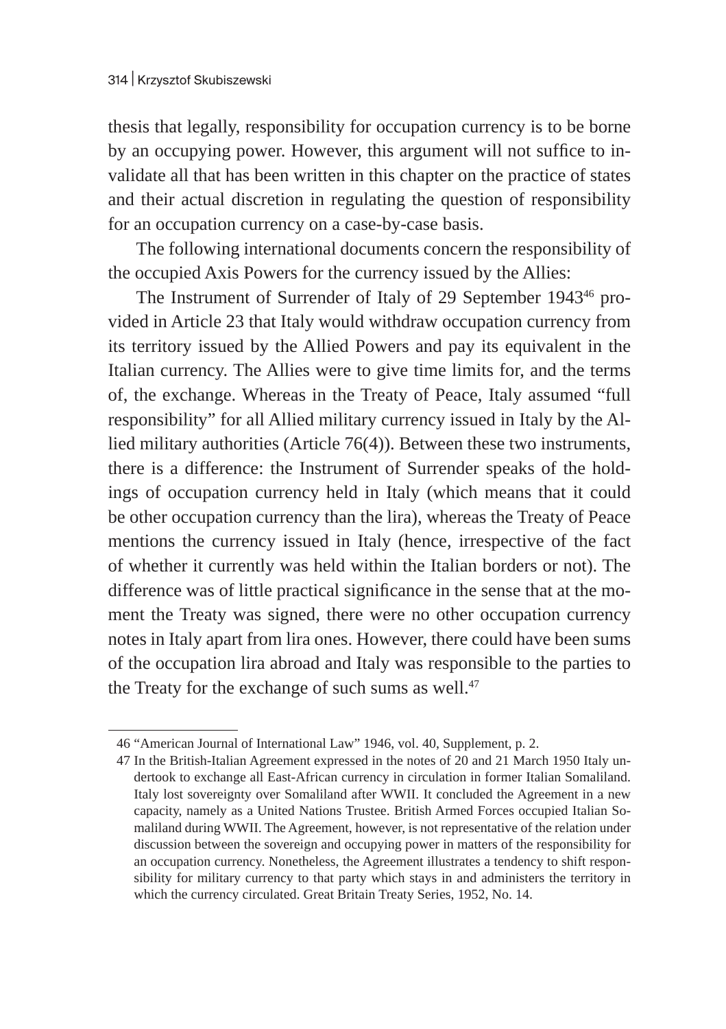thesis that legally, responsibility for occupation currency is to be borne by an occupying power. However, this argument will not suffice to invalidate all that has been written in this chapter on the practice of states and their actual discretion in regulating the question of responsibility for an occupation currency on a case-by-case basis.

The following international documents concern the responsibility of the occupied Axis Powers for the currency issued by the Allies:

The Instrument of Surrender of Italy of 29 September 1943[46] provided in Article 23 that Italy would withdraw occupation currency from its territory issued by the Allied Powers and pay its equivalent in the Italian currency. The Allies were to give time limits for, and the terms of, the exchange. Whereas in the Treaty of Peace, Italy assumed "full responsibility" for all Allied military currency issued in Italy by the Allied military authorities (Article 76(4)). Between these two instruments, there is a difference: the Instrument of Surrender speaks of the holdings of occupation currency held in Italy (which means that it could be other occupation currency than the lira), whereas the Treaty of Peace mentions the currency issued in Italy (hence, irrespective of the fact of whether it currently was held within the Italian borders or not). The difference was of little practical significance in the sense that at the moment the Treaty was signed, there were no other occupation currency notes in Italy apart from lira ones. However, there could have been sums of the occupation lira abroad and Italy was responsible to the parties to the Treaty for the exchange of such sums as well.[47]

---

46 "American Journal of International Law" 1946, vol. 40, Supplement, p. 2.

47 In the British-Italian Agreement expressed in the notes of 20 and 21 March 1950 Italy undertook to exchange all East-African currency in circulation in former Italian Somaliland. Italy lost sovereignty over Somaliland after WWII. It concluded the Agreement in a new capacity, namely as a United Nations Trustee. British Armed Forces occupied Italian Somaliland during WWII. The Agreement, however, is not representative of the relation under discussion between the sovereign and occupying power in matters of the responsibility for an occupation currency. Nonetheless, the Agreement illustrates a tendency to shift responsibility for military currency to that party which stays in and administers the territory in which the currency circulated. Great Britain Treaty Series, 1952, No. 14.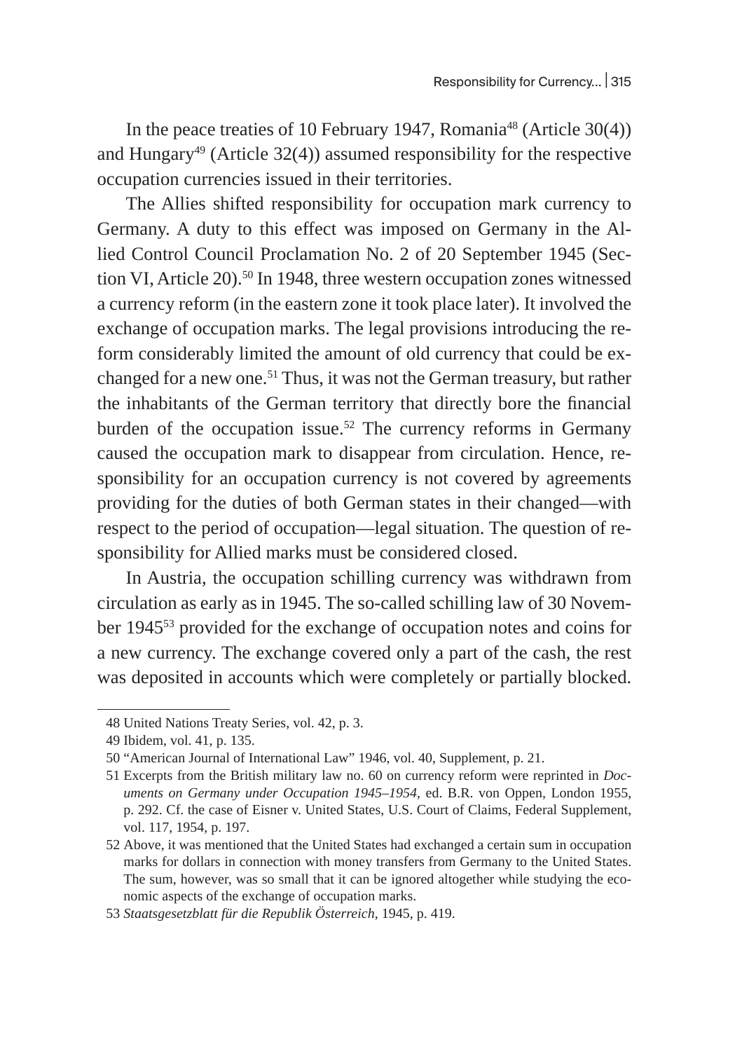In the peace treaties of 10 February 1947, Romania[48] (Article 30(4)) and Hungary[49] (Article 32(4)) assumed responsibility for the respective occupation currencies issued in their territories.

The Allies shifted responsibility for occupation mark currency to Germany. A duty to this effect was imposed on Germany in the Allied Control Council Proclamation No. 2 of 20 September 1945 (Section VI, Article 20).[50] In 1948, three western occupation zones witnessed a currency reform (in the eastern zone it took place later). It involved the exchange of occupation marks. The legal provisions introducing the reform considerably limited the amount of old currency that could be exchanged for a new one.[51] Thus, it was not the German treasury, but rather the inhabitants of the German territory that directly bore the financial burden of the occupation issue.[52] The currency reforms in Germany caused the occupation mark to disappear from circulation. Hence, responsibility for an occupation currency is not covered by agreements providing for the duties of both German states in their changed—with respect to the period of occupation—legal situation. The question of responsibility for Allied marks must be considered closed.

In Austria, the occupation schilling currency was withdrawn from circulation as early as in 1945. The so-called schilling law of 30 November 1945[53] provided for the exchange of occupation notes and coins for a new currency. The exchange covered only a part of the cash, the rest was deposited in accounts which were completely or partially blocked.

---

48 United Nations Treaty Series, vol. 42, p. 3.

49 Ibidem, vol. 41, p. 135.

50 "American Journal of International Law" 1946, vol. 40, Supplement, p. 21.

51 Excerpts from the British military law no. 60 on currency reform were reprinted in *Documents on Germany under Occupation 1945–1954*, ed. B.R. von Oppen, London 1955, p. 292. Cf. the case of Eisner v. United States, U.S. Court of Claims, Federal Supplement, vol. 117, 1954, p. 197.

52 Above, it was mentioned that the United States had exchanged a certain sum in occupation marks for dollars in connection with money transfers from Germany to the United States. The sum, however, was so small that it can be ignored altogether while studying the economic aspects of the exchange of occupation marks.

53 *Staatsgesetzblatt für die Republik Österreich*, 1945, p. 419.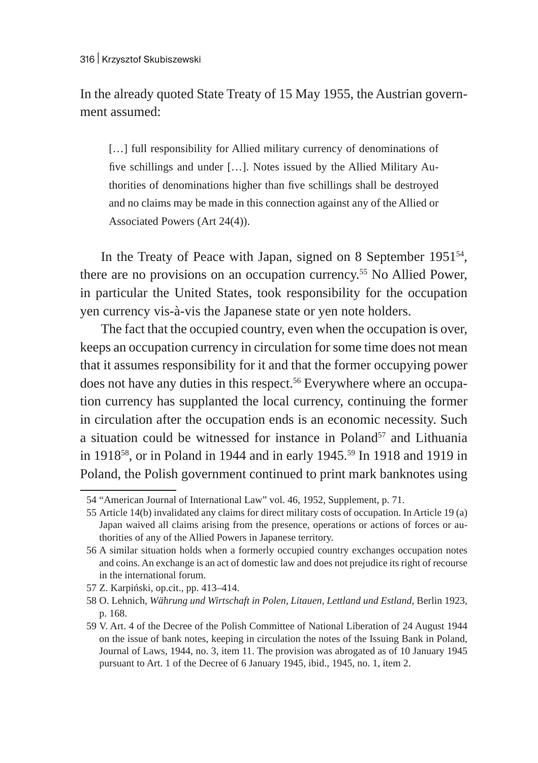In the already quoted State Treaty of 15 May 1955, the Austrian government assumed:

> […] full responsibility for Allied military currency of denominations of five schillings and under […]. Notes issued by the Allied Military Authorities of denominations higher than five schillings shall be destroyed and no claims may be made in this connection against any of the Allied or Associated Powers (Art 24(4)).

In the Treaty of Peace with Japan, signed on 8 September 1951[54], there are no provisions on an occupation currency.[55] No Allied Power, in particular the United States, took responsibility for the occupation yen currency vis-à-vis the Japanese state or yen note holders.

The fact that the occupied country, even when the occupation is over, keeps an occupation currency in circulation for some time does not mean that it assumes responsibility for it and that the former occupying power does not have any duties in this respect.[56] Everywhere where an occupation currency has supplanted the local currency, continuing the former in circulation after the occupation ends is an economic necessity. Such a situation could be witnessed for instance in Poland[57] and Lithuania in 1918[58], or in Poland in 1944 and in early 1945.[59] In 1918 and 1919 in Poland, the Polish government continued to print mark banknotes using

---

54 "American Journal of International Law" vol. 46, 1952, Supplement, p. 71.

55 Article 14(b) invalidated any claims for direct military costs of occupation. In Article 19 (a) Japan waived all claims arising from the presence, operations or actions of forces or authorities of any of the Allied Powers in Japanese territory.

56 A similar situation holds when a formerly occupied country exchanges occupation notes and coins. An exchange is an act of domestic law and does not prejudice its right of recourse in the international forum.

57 Z. Karpiński, op.cit., pp. 413–414.

58 O. Lehnich, *Währung und Wirtschaft in Polen, Litauen, Lettland und Estland*, Berlin 1923, p. 168.

59 V. Art. 4 of the Decree of the Polish Committee of National Liberation of 24 August 1944 on the issue of bank notes, keeping in circulation the notes of the Issuing Bank in Poland, Journal of Laws, 1944, no. 3, item 11. The provision was abrogated as of 10 January 1945 pursuant to Art. 1 of the Decree of 6 January 1945, ibid., 1945, no. 1, item 2.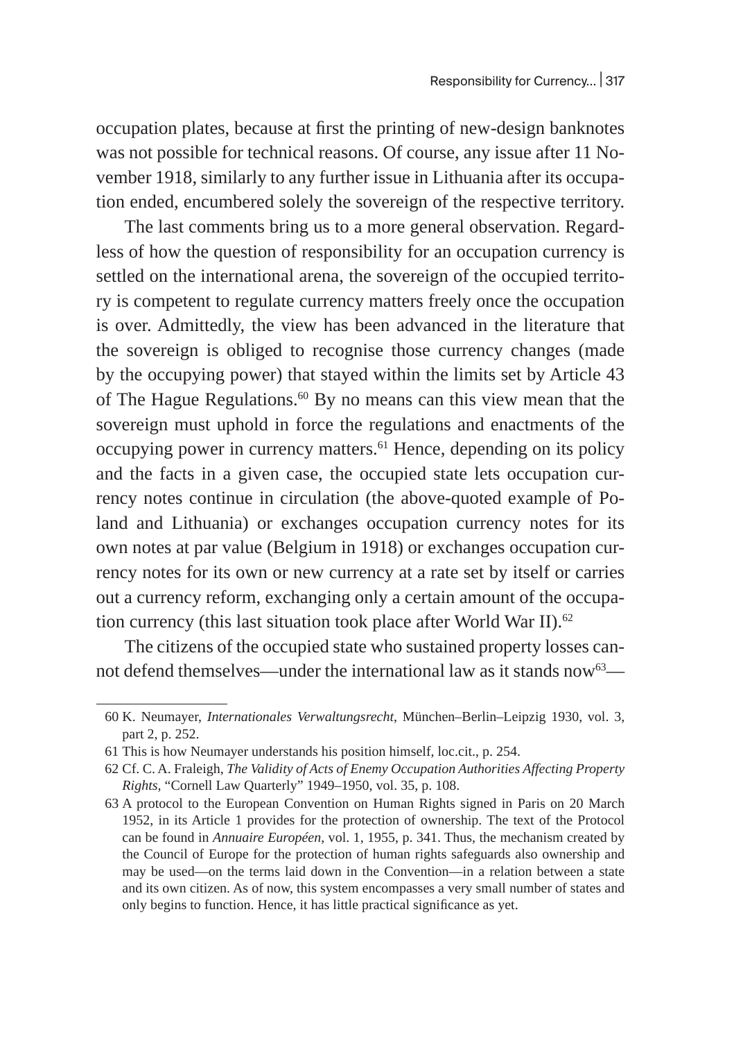occupation plates, because at first the printing of new-design banknotes was not possible for technical reasons. Of course, any issue after 11 November 1918, similarly to any further issue in Lithuania after its occupation ended, encumbered solely the sovereign of the respective territory.

The last comments bring us to a more general observation. Regardless of how the question of responsibility for an occupation currency is settled on the international arena, the sovereign of the occupied territory is competent to regulate currency matters freely once the occupation is over. Admittedly, the view has been advanced in the literature that the sovereign is obliged to recognise those currency changes (made by the occupying power) that stayed within the limits set by Article 43 of The Hague Regulations.[60] By no means can this view mean that the sovereign must uphold in force the regulations and enactments of the occupying power in currency matters.[61] Hence, depending on its policy and the facts in a given case, the occupied state lets occupation currency notes continue in circulation (the above-quoted example of Poland and Lithuania) or exchanges occupation currency notes for its own notes at par value (Belgium in 1918) or exchanges occupation currency notes for its own or new currency at a rate set by itself or carries out a currency reform, exchanging only a certain amount of the occupation currency (this last situation took place after World War II).[62]

The citizens of the occupied state who sustained property losses cannot defend themselves—under the international law as it stands now[63]—

---

60 K. Neumayer, *Internationales Verwaltungsrecht*, München–Berlin–Leipzig 1930, vol. 3, part 2, p. 252.

61 This is how Neumayer understands his position himself, loc.cit., p. 254.

62 Cf. C. A. Fraleigh, *The Validity of Acts of Enemy Occupation Authorities Affecting Property Rights*, "Cornell Law Quarterly" 1949–1950, vol. 35, p. 108.

63 A protocol to the European Convention on Human Rights signed in Paris on 20 March 1952, in its Article 1 provides for the protection of ownership. The text of the Protocol can be found in *Annuaire Européen*, vol. 1, 1955, p. 341. Thus, the mechanism created by the Council of Europe for the protection of human rights safeguards also ownership and may be used—on the terms laid down in the Convention—in a relation between a state and its own citizen. As of now, this system encompasses a very small number of states and only begins to function. Hence, it has little practical significance as yet.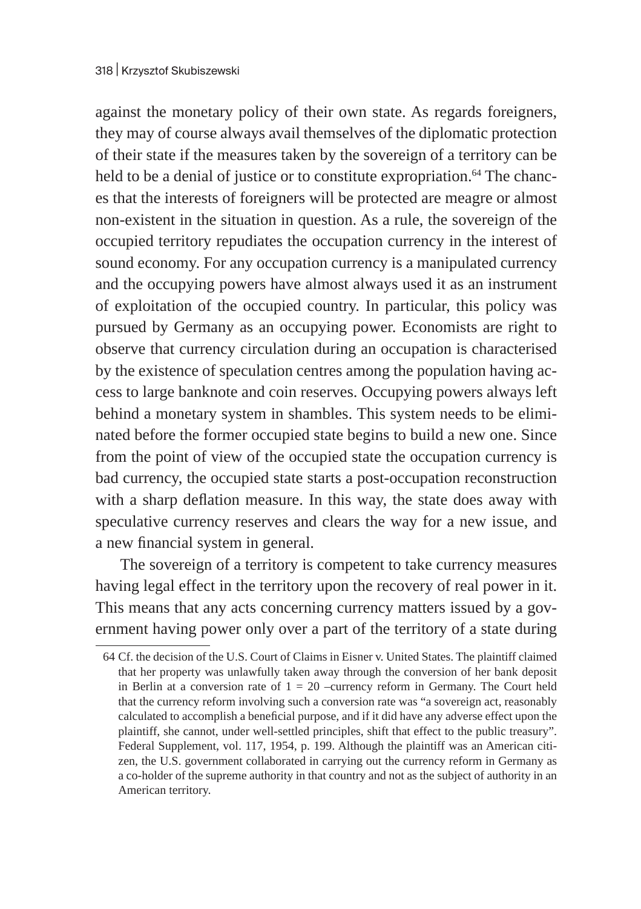against the monetary policy of their own state. As regards foreigners, they may of course always avail themselves of the diplomatic protection of their state if the measures taken by the sovereign of a territory can be held to be a denial of justice or to constitute expropriation.[64] The chances that the interests of foreigners will be protected are meagre or almost non-existent in the situation in question. As a rule, the sovereign of the occupied territory repudiates the occupation currency in the interest of sound economy. For any occupation currency is a manipulated currency and the occupying powers have almost always used it as an instrument of exploitation of the occupied country. In particular, this policy was pursued by Germany as an occupying power. Economists are right to observe that currency circulation during an occupation is characterised by the existence of speculation centres among the population having access to large banknote and coin reserves. Occupying powers always left behind a monetary system in shambles. This system needs to be eliminated before the former occupied state begins to build a new one. Since from the point of view of the occupied state the occupation currency is bad currency, the occupied state starts a post-occupation reconstruction with a sharp deflation measure. In this way, the state does away with speculative currency reserves and clears the way for a new issue, and a new financial system in general.

The sovereign of a territory is competent to take currency measures having legal effect in the territory upon the recovery of real power in it. This means that any acts concerning currency matters issued by a government having power only over a part of the territory of a state during

64 Cf. the decision of the U.S. Court of Claims in Eisner v. United States. The plaintiff claimed that her property was unlawfully taken away through the conversion of her bank deposit in Berlin at a conversion rate of 1 = 20 –currency reform in Germany. The Court held that the currency reform involving such a conversion rate was "a sovereign act, reasonably calculated to accomplish a beneficial purpose, and if it did have any adverse effect upon the plaintiff, she cannot, under well-settled principles, shift that effect to the public treasury". Federal Supplement, vol. 117, 1954, p. 199. Although the plaintiff was an American citizen, the U.S. government collaborated in carrying out the currency reform in Germany as a co-holder of the supreme authority in that country and not as the subject of authority in an American territory.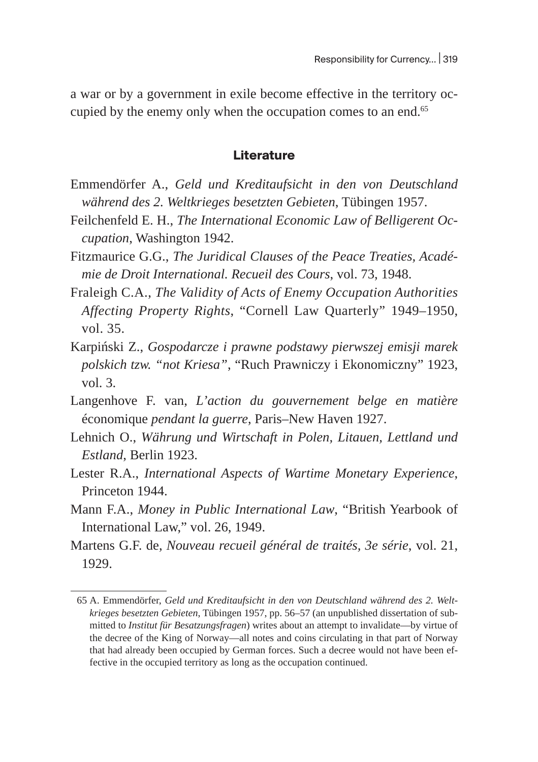a war or by a government in exile become effective in the territory occupied by the enemy only when the occupation comes to an end.[65]

## Literature

Emmendörfer A., *Geld und Kreditaufsicht in den von Deutschland während des 2. Weltkrieges besetzten Gebieten*, Tübingen 1957.

Feilchenfeld E. H., *The International Economic Law of Belligerent Occupation*, Washington 1942.

Fitzmaurice G.G., *The Juridical Clauses of the Peace Treaties, Académie de Droit International. Recueil des Cours*, vol. 73, 1948.

Fraleigh C.A., *The Validity of Acts of Enemy Occupation Authorities Affecting Property Rights*, "Cornell Law Quarterly" 1949–1950, vol. 35.

Karpiński Z., *Gospodarcze i prawne podstawy pierwszej emisji marek polskich tzw. "not Kriesa"*, "Ruch Prawniczy i Ekonomiczny" 1923, vol. 3.

Langenhove F. van, *L'action du gouvernement belge en matière* économique *pendant la guerre*, Paris–New Haven 1927.

Lehnich O., *Währung und Wirtschaft in Polen, Litauen, Lettland und Estland*, Berlin 1923.

Lester R.A., *International Aspects of Wartime Monetary Experience*, Princeton 1944.

Mann F.A., *Money in Public International Law*, "British Yearbook of International Law," vol. 26, 1949.

Martens G.F. de, *Nouveau recueil général de traités, 3e série*, vol. 21, 1929.

---

65 A. Emmendörfer, *Geld und Kreditaufsicht in den von Deutschland während des 2. Weltkrieges besetzten Gebieten*, Tübingen 1957, pp. 56–57 (an unpublished dissertation of submitted to *Institut für Besatzungsfragen*) writes about an attempt to invalidate—by virtue of the decree of the King of Norway—all notes and coins circulating in that part of Norway that had already been occupied by German forces. Such a decree would not have been effective in the occupied territory as long as the occupation continued.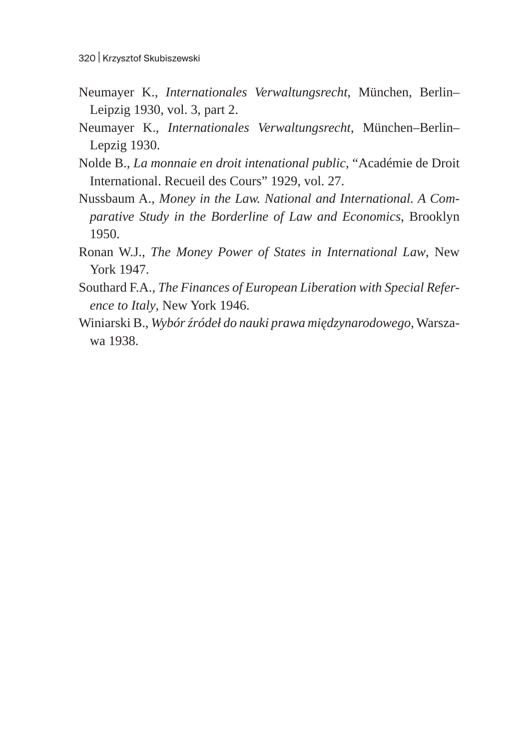Neumayer K., *Internationales Verwaltungsrecht*, München, Berlin–Leipzig 1930, vol. 3, part 2.

Neumayer K., *Internationales Verwaltungsrecht*, München–Berlin–Lepzig 1930.

Nolde B., *La monnaie en droit intenational public*, "Académie de Droit International. Recueil des Cours" 1929, vol. 27.

Nussbaum A., *Money in the Law. National and International. A Comparative Study in the Borderline of Law and Economics*, Brooklyn 1950.

Ronan W.J., *The Money Power of States in International Law*, New York 1947.

Southard F.A., *The Finances of European Liberation with Special Reference to Italy*, New York 1946.

Winiarski B., *Wybór źródeł do nauki prawa międzynarodowego*, Warszawa 1938.